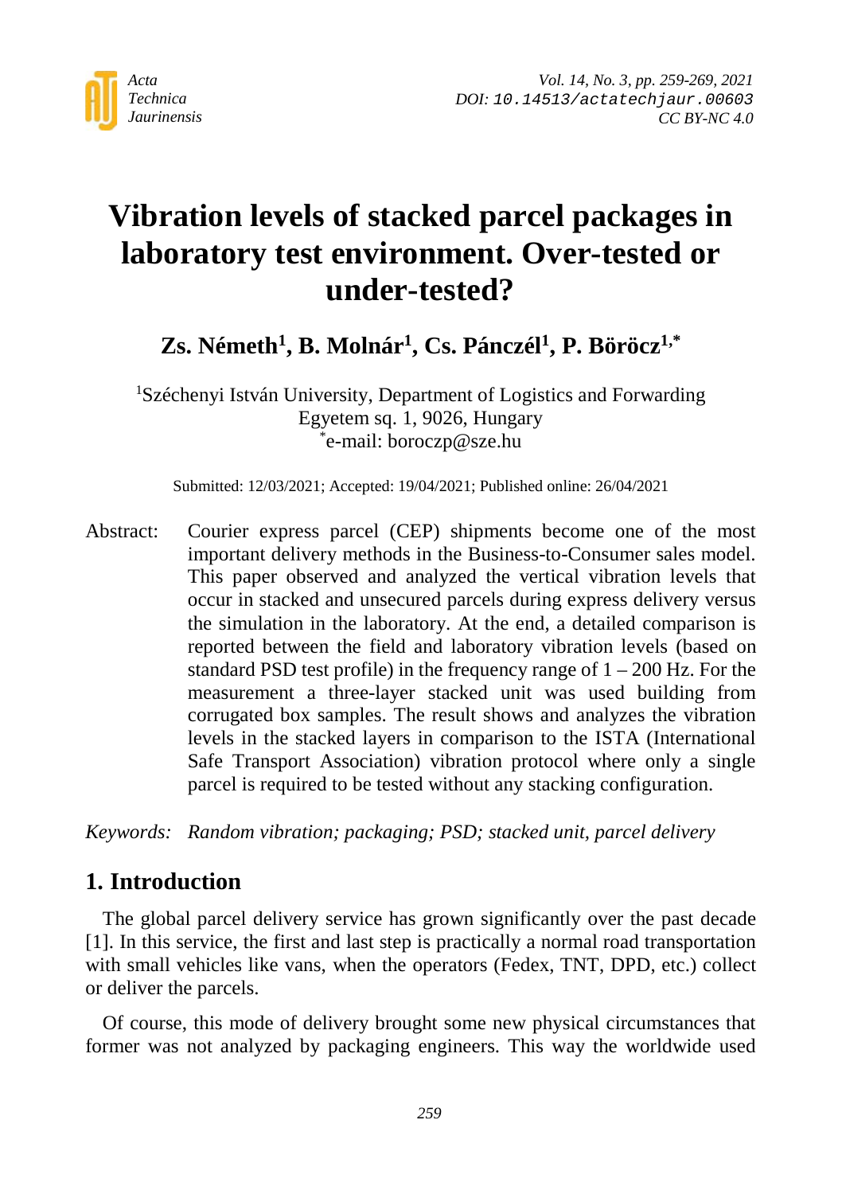# Vibration levels of stacked parcel packages in laboratory test environment. Over-tested or under-tested?

**Zs. Németh[1], B. Molnár[1], Cs. Pánczél[1], P. Böröcz[1,*]**

[1]Széchenyi István University, Department of Logistics and Forwarding
Egyetem sq. 1, 9026, Hungary
[*]e-mail: boroczp@sze.hu

Submitted: 12/03/2021; Accepted: 19/04/2021; Published online: 26/04/2021

Abstract: Courier express parcel (CEP) shipments become one of the most important delivery methods in the Business-to-Consumer sales model. This paper observed and analyzed the vertical vibration levels that occur in stacked and unsecured parcels during express delivery versus the simulation in the laboratory. At the end, a detailed comparison is reported between the field and laboratory vibration levels (based on standard PSD test profile) in the frequency range of 1 – 200 Hz. For the measurement a three-layer stacked unit was used building from corrugated box samples. The result shows and analyzes the vibration levels in the stacked layers in comparison to the ISTA (International Safe Transport Association) vibration protocol where only a single parcel is required to be tested without any stacking configuration.

*Keywords: Random vibration; packaging; PSD; stacked unit, parcel delivery*

## 1. Introduction

The global parcel delivery service has grown significantly over the past decade [1]. In this service, the first and last step is practically a normal road transportation with small vehicles like vans, when the operators (Fedex, TNT, DPD, etc.) collect or deliver the parcels.

Of course, this mode of delivery brought some new physical circumstances that former was not analyzed by packaging engineers. This way the worldwide used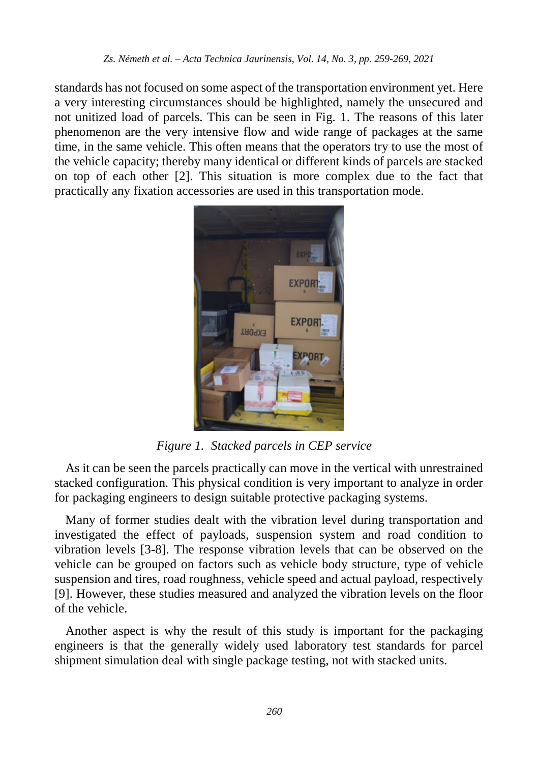standards has not focused on some aspect of the transportation environment yet. Here a very interesting circumstances should be highlighted, namely the unsecured and not unitized load of parcels. This can be seen in Fig. 1. The reasons of this later phenomenon are the very intensive flow and wide range of packages at the same time, in the same vehicle. This often means that the operators try to use the most of the vehicle capacity; thereby many identical or different kinds of parcels are stacked on top of each other [2]. This situation is more complex due to the fact that practically any fixation accessories are used in this transportation mode.

*Figure 1. Stacked parcels in CEP service*

As it can be seen the parcels practically can move in the vertical with unrestrained stacked configuration. This physical condition is very important to analyze in order for packaging engineers to design suitable protective packaging systems.

Many of former studies dealt with the vibration level during transportation and investigated the effect of payloads, suspension system and road condition to vibration levels [3-8]. The response vibration levels that can be observed on the vehicle can be grouped on factors such as vehicle body structure, type of vehicle suspension and tires, road roughness, vehicle speed and actual payload, respectively [9]. However, these studies measured and analyzed the vibration levels on the floor of the vehicle.

Another aspect is why the result of this study is important for the packaging engineers is that the generally widely used laboratory test standards for parcel shipment simulation deal with single package testing, not with stacked units.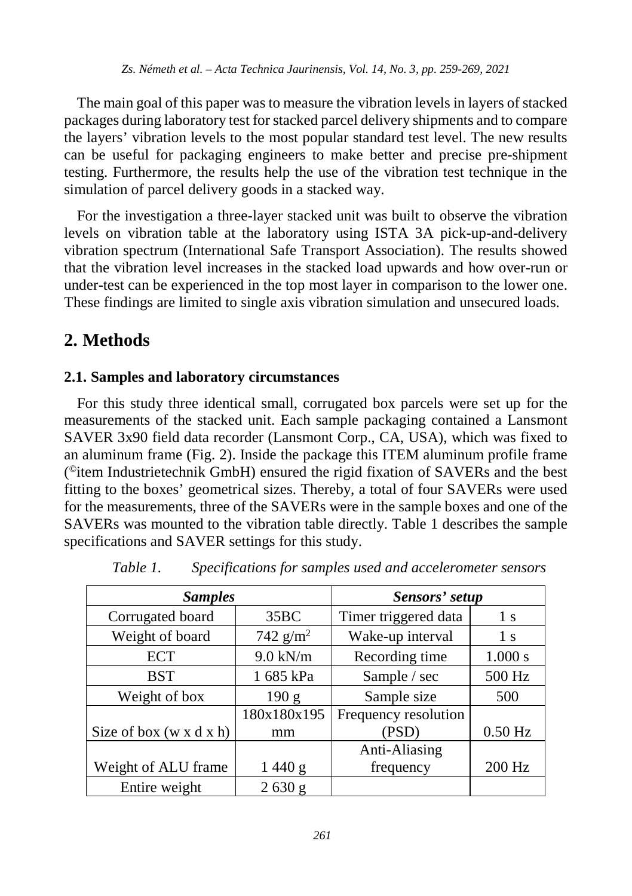The main goal of this paper was to measure the vibration levels in layers of stacked packages during laboratory test for stacked parcel delivery shipments and to compare the layers' vibration levels to the most popular standard test level. The new results can be useful for packaging engineers to make better and precise pre-shipment testing. Furthermore, the results help the use of the vibration test technique in the simulation of parcel delivery goods in a stacked way.

For the investigation a three-layer stacked unit was built to observe the vibration levels on vibration table at the laboratory using ISTA 3A pick-up-and-delivery vibration spectrum (International Safe Transport Association). The results showed that the vibration level increases in the stacked load upwards and how over-run or under-test can be experienced in the top most layer in comparison to the lower one. These findings are limited to single axis vibration simulation and unsecured loads.

## 2. Methods

### 2.1. Samples and laboratory circumstances

For this study three identical small, corrugated box parcels were set up for the measurements of the stacked unit. Each sample packaging contained a Lansmont SAVER 3x90 field data recorder (Lansmont Corp., CA, USA), which was fixed to an aluminum frame (Fig. 2). Inside the package this ITEM aluminum profile frame (©item Industrietechnik GmbH) ensured the rigid fixation of SAVERs and the best fitting to the boxes' geometrical sizes. Thereby, a total of four SAVERs were used for the measurements, three of the SAVERs were in the sample boxes and one of the SAVERs was mounted to the vibration table directly. Table 1 describes the sample specifications and SAVER settings for this study.

*Table 1. Specifications for samples used and accelerometer sensors*

| ***Samples*** | | ***Sensors' setup*** | |
|---|---|---|---|
| Corrugated board | 35BC | Timer triggered data | 1 s |
| Weight of board | 742 g/m$^2$ | Wake-up interval | 1 s |
| ECT | 9.0 kN/m | Recording time | 1.000 s |
| BST | 1 685 kPa | Sample / sec | 500 Hz |
| Weight of box | 190 g | Sample size | 500 |
| Size of box (w x d x h) | 180x180x195 mm | Frequency resolution (PSD) | 0.50 Hz |
| Weight of ALU frame | 1 440 g | Anti-Aliasing frequency | 200 Hz |
| Entire weight | 2 630 g | | |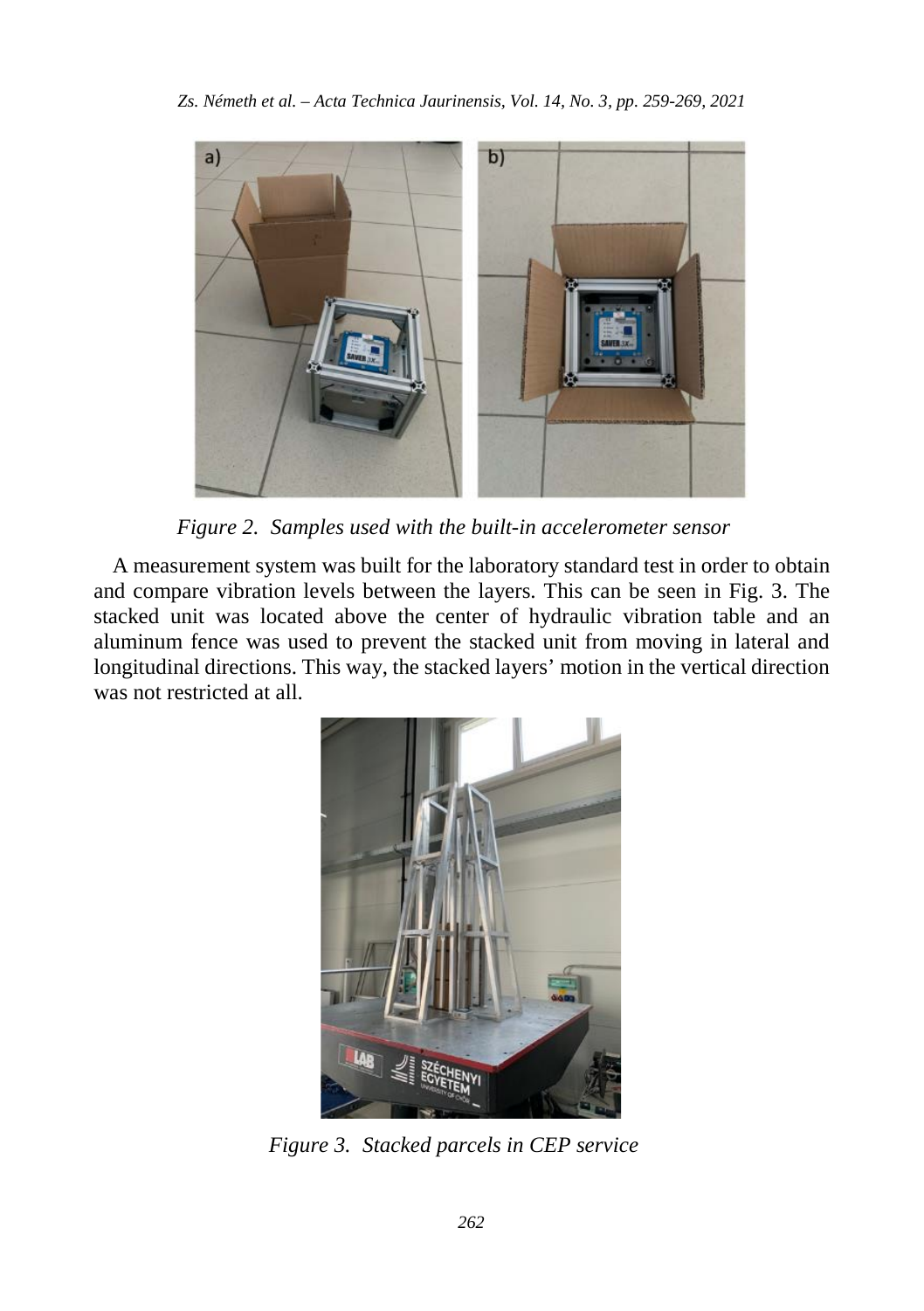*Figure 2. Samples used with the built-in accelerometer sensor*

A measurement system was built for the laboratory standard test in order to obtain and compare vibration levels between the layers. This can be seen in Fig. 3. The stacked unit was located above the center of hydraulic vibration table and an aluminum fence was used to prevent the stacked unit from moving in lateral and longitudinal directions. This way, the stacked layers' motion in the vertical direction was not restricted at all.

*Figure 3. Stacked parcels in CEP service*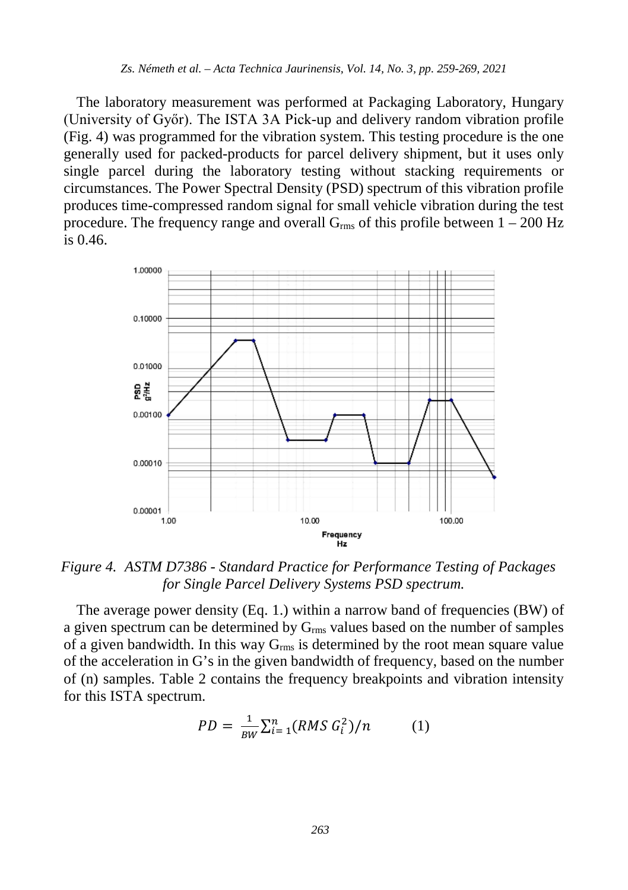The laboratory measurement was performed at Packaging Laboratory, Hungary (University of Győr). The ISTA 3A Pick-up and delivery random vibration profile (Fig. 4) was programmed for the vibration system. This testing procedure is the one generally used for packed-products for parcel delivery shipment, but it uses only single parcel during the laboratory testing without stacking requirements or circumstances. The Power Spectral Density (PSD) spectrum of this vibration profile produces time-compressed random signal for small vehicle vibration during the test procedure. The frequency range and overall $G_{rms}$ of this profile between 1 – 200 Hz is 0.46.

*Figure 4. ASTM D7386 - Standard Practice for Performance Testing of Packages for Single Parcel Delivery Systems PSD spectrum.*

The average power density (Eq. 1.) within a narrow band of frequencies (BW) of a given spectrum can be determined by $G_{rms}$ values based on the number of samples of a given bandwidth. In this way $G_{rms}$ is determined by the root mean square value of the acceleration in G's in the given bandwidth of frequency, based on the number of (n) samples. Table 2 contains the frequency breakpoints and vibration intensity for this ISTA spectrum.

$$PD = \frac{1}{BW} \sum_{i=1}^{n} (RMS\ G_i^2)/n \qquad (1)$$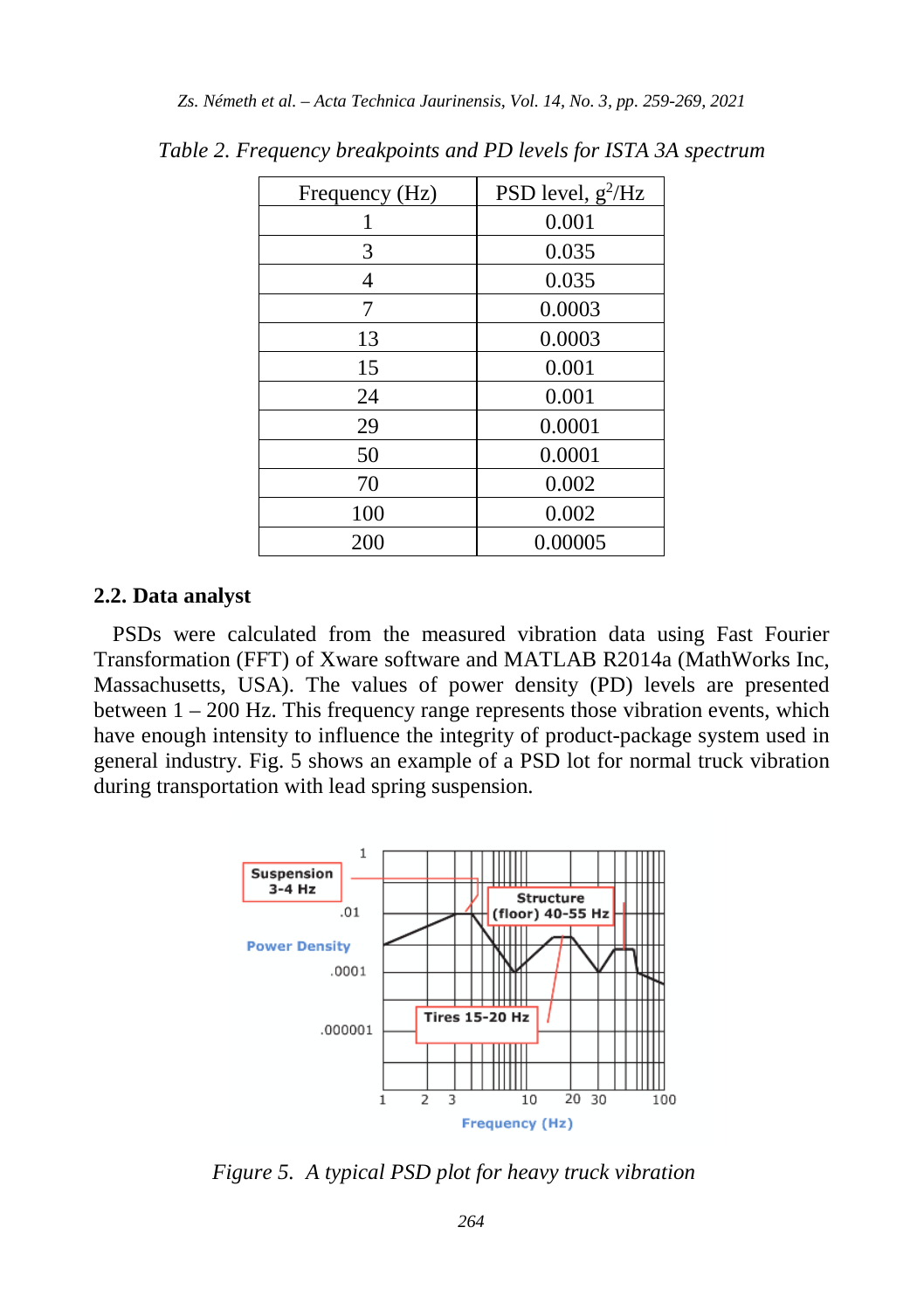*Table 2. Frequency breakpoints and PD levels for ISTA 3A spectrum*

| Frequency (Hz) | PSD level, $g^2$/Hz |
|---|---|
| 1 | 0.001 |
| 3 | 0.035 |
| 4 | 0.035 |
| 7 | 0.0003 |
| 13 | 0.0003 |
| 15 | 0.001 |
| 24 | 0.001 |
| 29 | 0.0001 |
| 50 | 0.0001 |
| 70 | 0.002 |
| 100 | 0.002 |
| 200 | 0.00005 |

### 2.2. Data analyst

PSDs were calculated from the measured vibration data using Fast Fourier Transformation (FFT) of Xware software and MATLAB R2014a (MathWorks Inc, Massachusetts, USA). The values of power density (PD) levels are presented between 1 – 200 Hz. This frequency range represents those vibration events, which have enough intensity to influence the integrity of product-package system used in general industry. Fig. 5 shows an example of a PSD lot for normal truck vibration during transportation with lead spring suspension.

*Figure 5. A typical PSD plot for heavy truck vibration*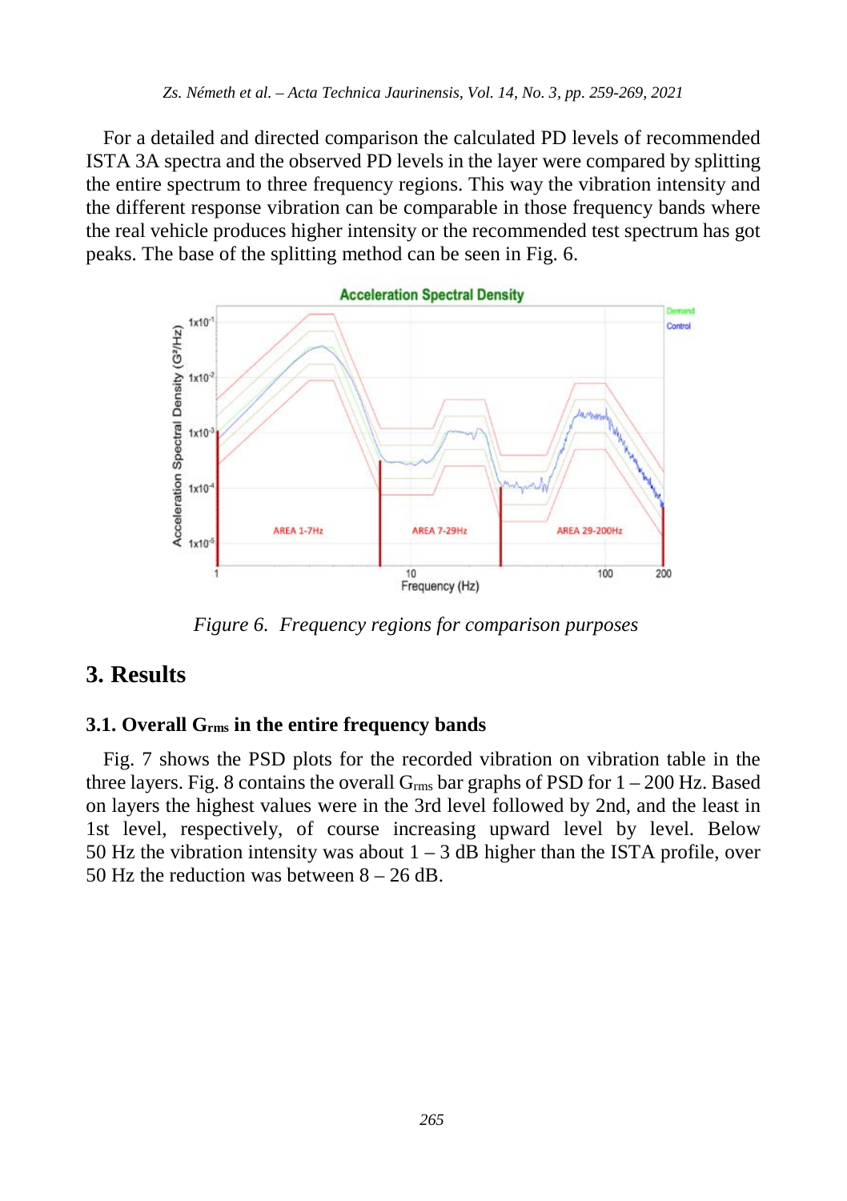For a detailed and directed comparison the calculated PD levels of recommended ISTA 3A spectra and the observed PD levels in the layer were compared by splitting the entire spectrum to three frequency regions. This way the vibration intensity and the different response vibration can be comparable in those frequency bands where the real vehicle produces higher intensity or the recommended test spectrum has got peaks. The base of the splitting method can be seen in Fig. 6.

*Figure 6. Frequency regions for comparison purposes*

## 3. Results

### 3.1. Overall $G_{rms}$ in the entire frequency bands

Fig. 7 shows the PSD plots for the recorded vibration on vibration table in the three layers. Fig. 8 contains the overall $G_{rms}$ bar graphs of PSD for 1 – 200 Hz. Based on layers the highest values were in the 3rd level followed by 2nd, and the least in 1st level, respectively, of course increasing upward level by level. Below 50 Hz the vibration intensity was about 1 – 3 dB higher than the ISTA profile, over 50 Hz the reduction was between 8 – 26 dB.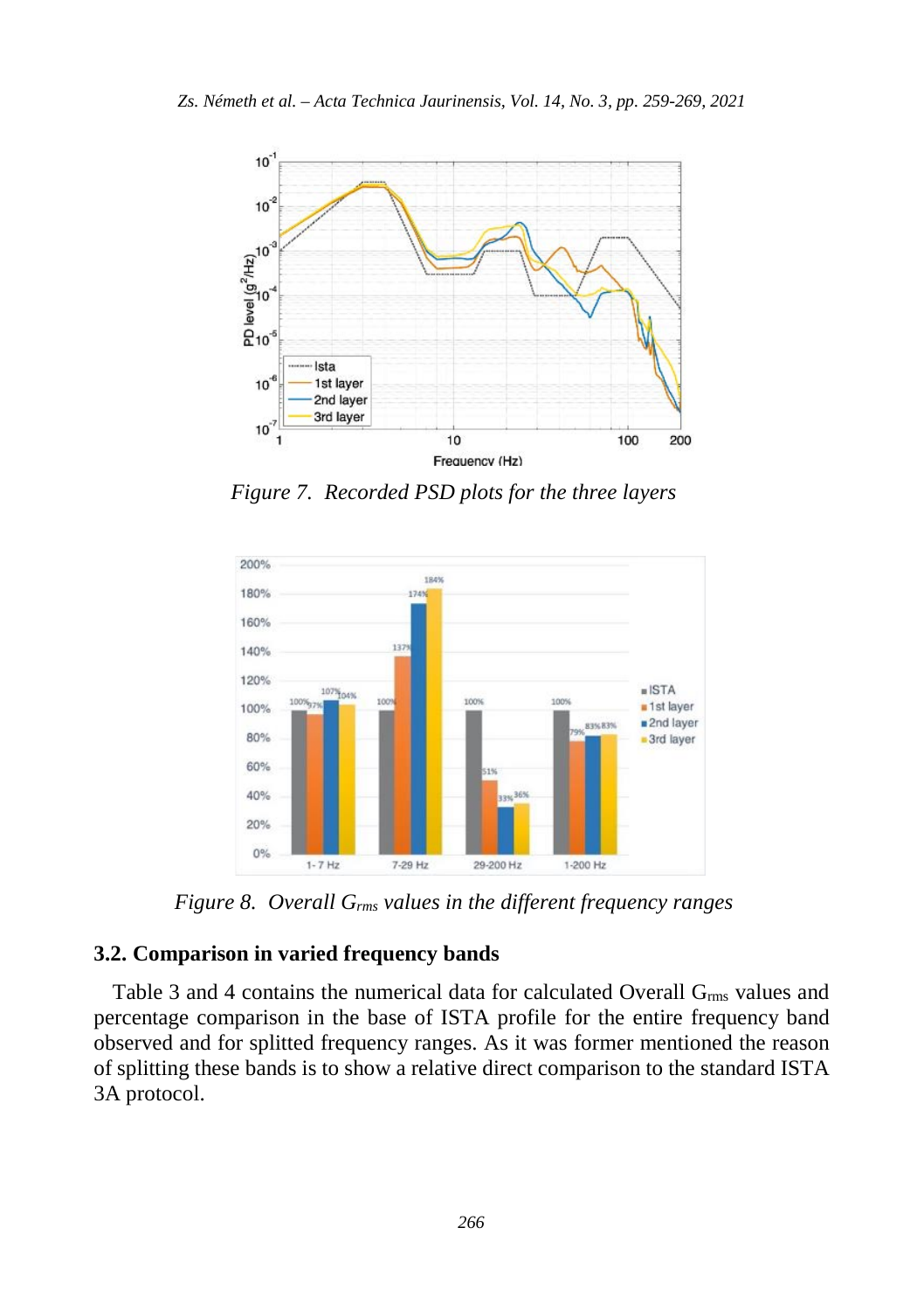*Figure 7. Recorded PSD plots for the three layers*

*Figure 8. Overall $G_{rms}$ values in the different frequency ranges*

### 3.2. Comparison in varied frequency bands

Table 3 and 4 contains the numerical data for calculated Overall $G_{rms}$ values and percentage comparison in the base of ISTA profile for the entire frequency band observed and for splitted frequency ranges. As it was former mentioned the reason of splitting these bands is to show a relative direct comparison to the standard ISTA 3A protocol.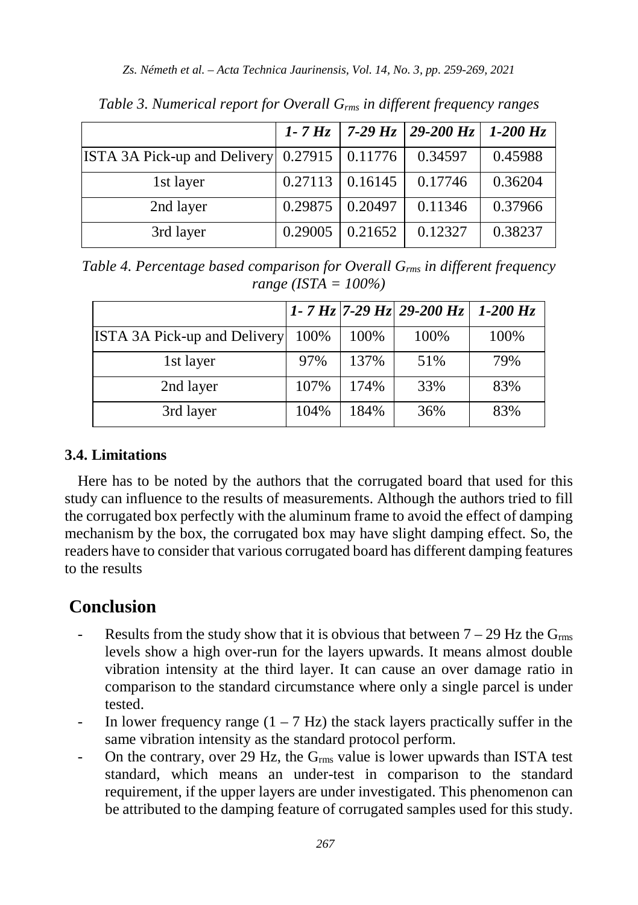*Table 3. Numerical report for Overall $G_{rms}$ in different frequency ranges*

| | *1- 7 Hz* | *7-29 Hz* | *29-200 Hz* | *1-200 Hz* |
|---|---|---|---|---|
| ISTA 3A Pick-up and Delivery | 0.27915 | 0.11776 | 0.34597 | 0.45988 |
| 1st layer | 0.27113 | 0.16145 | 0.17746 | 0.36204 |
| 2nd layer | 0.29875 | 0.20497 | 0.11346 | 0.37966 |
| 3rd layer | 0.29005 | 0.21652 | 0.12327 | 0.38237 |

*Table 4. Percentage based comparison for Overall $G_{rms}$ in different frequency range (ISTA = 100%)*

| | *1- 7 Hz* | *7-29 Hz* | *29-200 Hz* | *1-200 Hz* |
|---|---|---|---|---|
| ISTA 3A Pick-up and Delivery | 100% | 100% | 100% | 100% |
| 1st layer | 97% | 137% | 51% | 79% |
| 2nd layer | 107% | 174% | 33% | 83% |
| 3rd layer | 104% | 184% | 36% | 83% |

### 3.4. Limitations

Here has to be noted by the authors that the corrugated board that used for this study can influence to the results of measurements. Although the authors tried to fill the corrugated box perfectly with the aluminum frame to avoid the effect of damping mechanism by the box, the corrugated box may have slight damping effect. So, the readers have to consider that various corrugated board has different damping features to the results

## Conclusion

- Results from the study show that it is obvious that between 7 – 29 Hz the $G_{rms}$ levels show a high over-run for the layers upwards. It means almost double vibration intensity at the third layer. It can cause an over damage ratio in comparison to the standard circumstance where only a single parcel is under tested.
- In lower frequency range (1 – 7 Hz) the stack layers practically suffer in the same vibration intensity as the standard protocol perform.
- On the contrary, over 29 Hz, the $G_{rms}$ value is lower upwards than ISTA test standard, which means an under-test in comparison to the standard requirement, if the upper layers are under investigated. This phenomenon can be attributed to the damping feature of corrugated samples used for this study.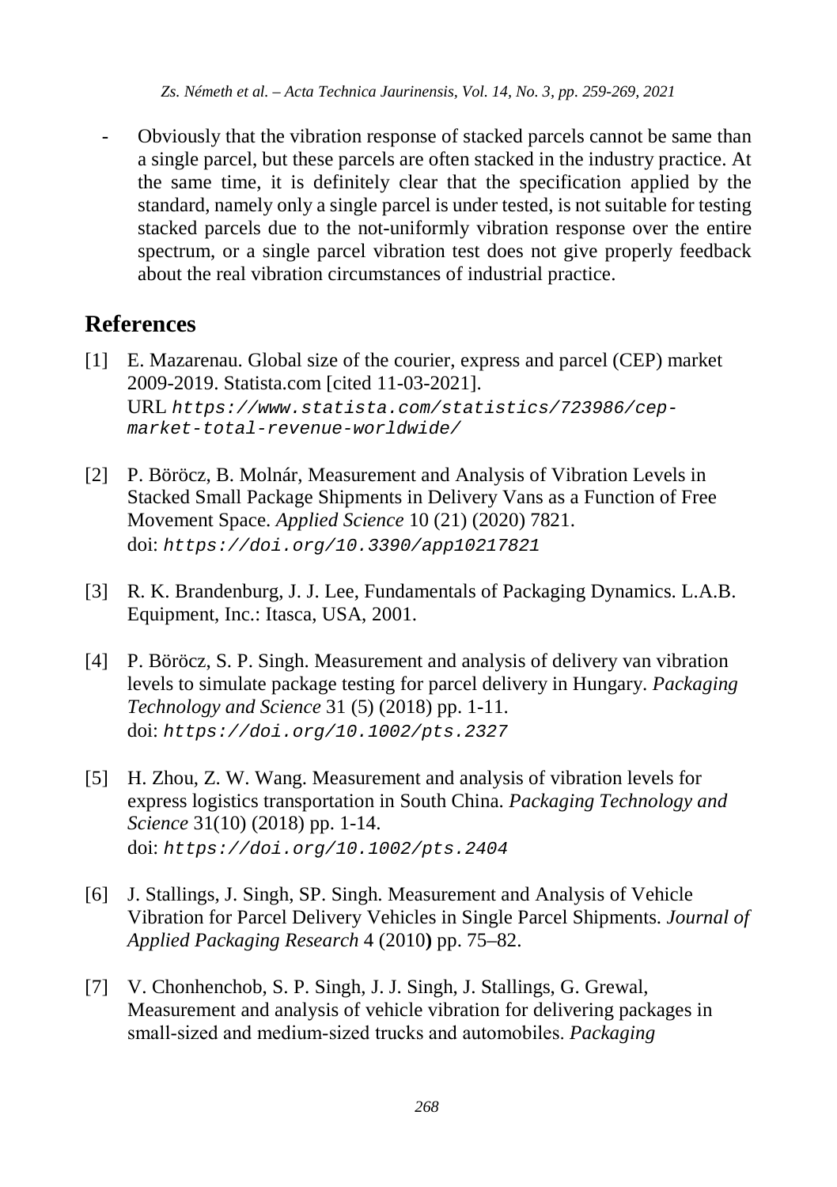- Obviously that the vibration response of stacked parcels cannot be same than a single parcel, but these parcels are often stacked in the industry practice. At the same time, it is definitely clear that the specification applied by the standard, namely only a single parcel is under tested, is not suitable for testing stacked parcels due to the not-uniformly vibration response over the entire spectrum, or a single parcel vibration test does not give properly feedback about the real vibration circumstances of industrial practice.

## References

[1] E. Mazarenau. Global size of the courier, express and parcel (CEP) market 2009-2019. Statista.com [cited 11-03-2021]. URL `https://www.statista.com/statistics/723986/cep-market-total-revenue-worldwide/`

[2] P. Böröcz, B. Molnár, Measurement and Analysis of Vibration Levels in Stacked Small Package Shipments in Delivery Vans as a Function of Free Movement Space. *Applied Science* 10 (21) (2020) 7821. doi: `https://doi.org/10.3390/app10217821`

[3] R. K. Brandenburg, J. J. Lee, Fundamentals of Packaging Dynamics. L.A.B. Equipment, Inc.: Itasca, USA, 2001.

[4] P. Böröcz, S. P. Singh. Measurement and analysis of delivery van vibration levels to simulate package testing for parcel delivery in Hungary. *Packaging Technology and Science* 31 (5) (2018) pp. 1-11. doi: `https://doi.org/10.1002/pts.2327`

[5] H. Zhou, Z. W. Wang. Measurement and analysis of vibration levels for express logistics transportation in South China. *Packaging Technology and Science* 31(10) (2018) pp. 1-14. doi: `https://doi.org/10.1002/pts.2404`

[6] J. Stallings, J. Singh, SP. Singh. Measurement and Analysis of Vehicle Vibration for Parcel Delivery Vehicles in Single Parcel Shipments. *Journal of Applied Packaging Research* 4 (2010) pp. 75–82.

[7] V. Chonhenchob, S. P. Singh, J. J. Singh, J. Stallings, G. Grewal, Measurement and analysis of vehicle vibration for delivering packages in small-sized and medium-sized trucks and automobiles. *Packaging*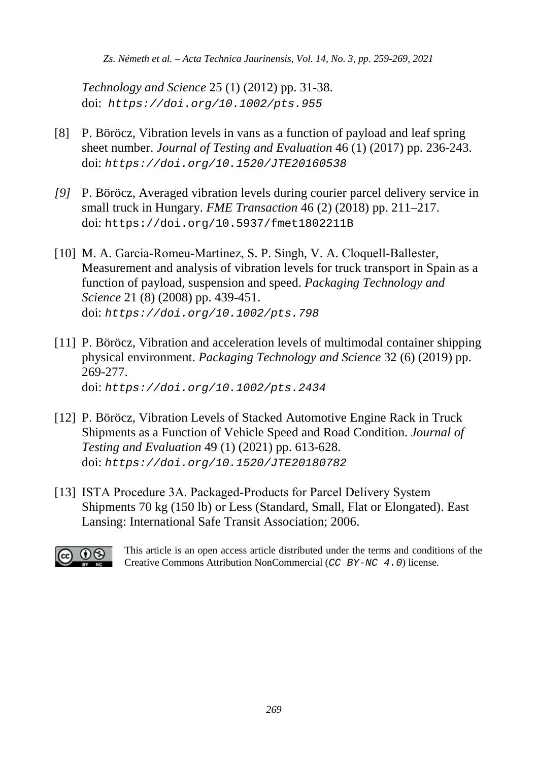*Technology and Science* 25 (1) (2012) pp. 31-38.
doi: `https://doi.org/10.1002/pts.955`

[8] P. Böröcz, Vibration levels in vans as a function of payload and leaf spring sheet number. *Journal of Testing and Evaluation* 46 (1) (2017) pp. 236-243. doi: `https://doi.org/10.1520/JTE20160538`

*[9]* P. Böröcz, Averaged vibration levels during courier parcel delivery service in small truck in Hungary. *FME Transaction* 46 (2) (2018) pp. 211–217. doi: `https://doi.org/10.5937/fmet1802211B`

[10] M. A. Garcia-Romeu-Martinez, S. P. Singh, V. A. Cloquell-Ballester, Measurement and analysis of vibration levels for truck transport in Spain as a function of payload, suspension and speed. *Packaging Technology and Science* 21 (8) (2008) pp. 439-451. doi: `https://doi.org/10.1002/pts.798`

[11] P. Böröcz, Vibration and acceleration levels of multimodal container shipping physical environment. *Packaging Technology and Science* 32 (6) (2019) pp. 269-277. doi: `https://doi.org/10.1002/pts.2434`

[12] P. Böröcz, Vibration Levels of Stacked Automotive Engine Rack in Truck Shipments as a Function of Vehicle Speed and Road Condition. *Journal of Testing and Evaluation* 49 (1) (2021) pp. 613-628. doi: `https://doi.org/10.1520/JTE20180782`

[13] ISTA Procedure 3A. Packaged-Products for Parcel Delivery System Shipments 70 kg (150 lb) or Less (Standard, Small, Flat or Elongated). East Lansing: International Safe Transit Association; 2006.

This article is an open access article distributed under the terms and conditions of the Creative Commons Attribution NonCommercial (`CC BY-NC 4.0`) license.